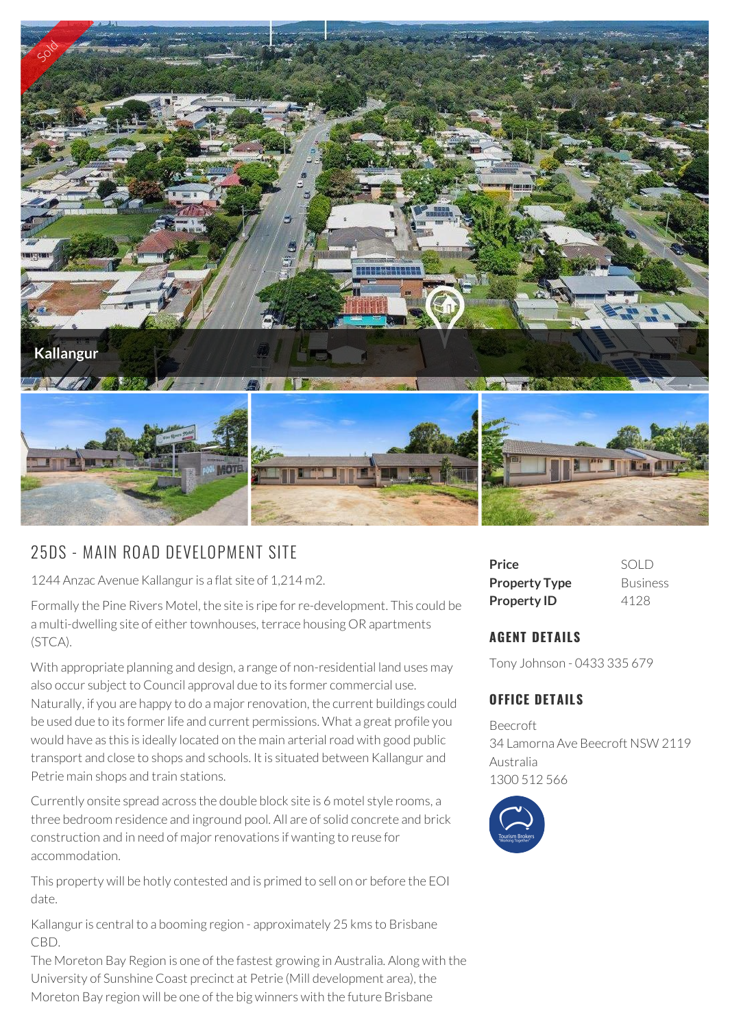Sold

Kallangur

# 25DS - MAIN ROAD DEVELOPMENT SITE

1244 Anzac Avenue Kallangur is a flat site of 1,214 m2.

Formally the Pine Rivers Motel, the site is ripe for re-development. This could be a multi-dwelling site of either townhouses, terrace housing OR apartments (STCA).

With appropriate planning and design, a range of non-residential land uses may also occur subject to Council approval due to its former commercial use. Naturally, if you are happy to do a major renovation, the current buildings could be used due to its former life and current permissions. What a great profile you would have as this is ideally located on the main arterial road with good public transport and close to shops and schools. It is situated between Kallangur and Petrie main shops and train stations.

Currently onsite spread across the double block site is 6 motel style rooms, a three bedroom residence and inground pool. All are of solid concrete and brick construction and in need of major renovations if wanting to reuse for accommodation.

This property will be hotly contested and is primed to sell on or before the EOI date.

Kallangur is central to a booming region - approximately 25 kms to Brisbane CBD.
The Moreton Bay Region is one of the fastest growing in Australia. Along with the University of Sunshine Coast precinct at Petrie (Mill development area), the Moreton Bay region will be one of the big winners with the future Brisbane

| | |
|---|---|
| **Price** | SOLD |
| **Property Type** | Business |
| **Property ID** | 4128 |

## AGENT DETAILS

Tony Johnson - 0433 335 679

## OFFICE DETAILS

Beecroft
34 Lamorna Ave Beecroft NSW 2119
Australia
1300 512 566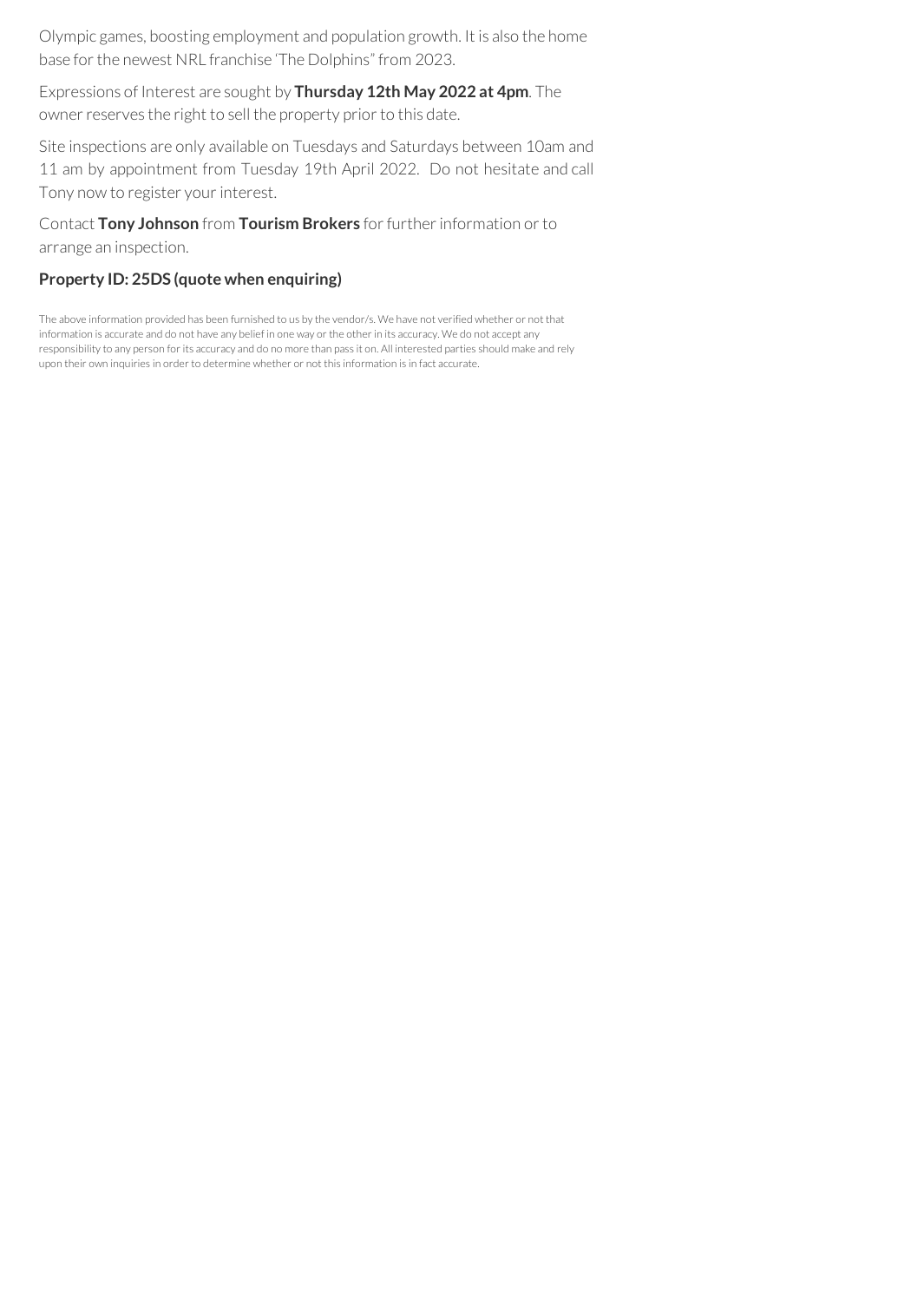Olympic games, boosting employment and population growth. It is also the home base for the newest NRL franchise 'The Dolphins" from 2023.

Expressions of Interest are sought by **Thursday 12th May 2022 at 4pm**. The owner reserves the right to sell the property prior to this date.

Site inspections are only available on Tuesdays and Saturdays between 10am and 11 am by appointment from Tuesday 19th April 2022. Do not hesitate and call Tony now to register your interest.

Contact **Tony Johnson** from **Tourism Brokers** for further information or to arrange an inspection.

**Property ID: 25DS (quote when enquiring)**

The above information provided has been furnished to us by the vendor/s. We have not verified whether or not that information is accurate and do not have any belief in one way or the other in its accuracy. We do not accept any responsibility to any person for its accuracy and do no more than pass it on. All interested parties should make and rely upon their own inquiries in order to determine whether or not this information is in fact accurate.